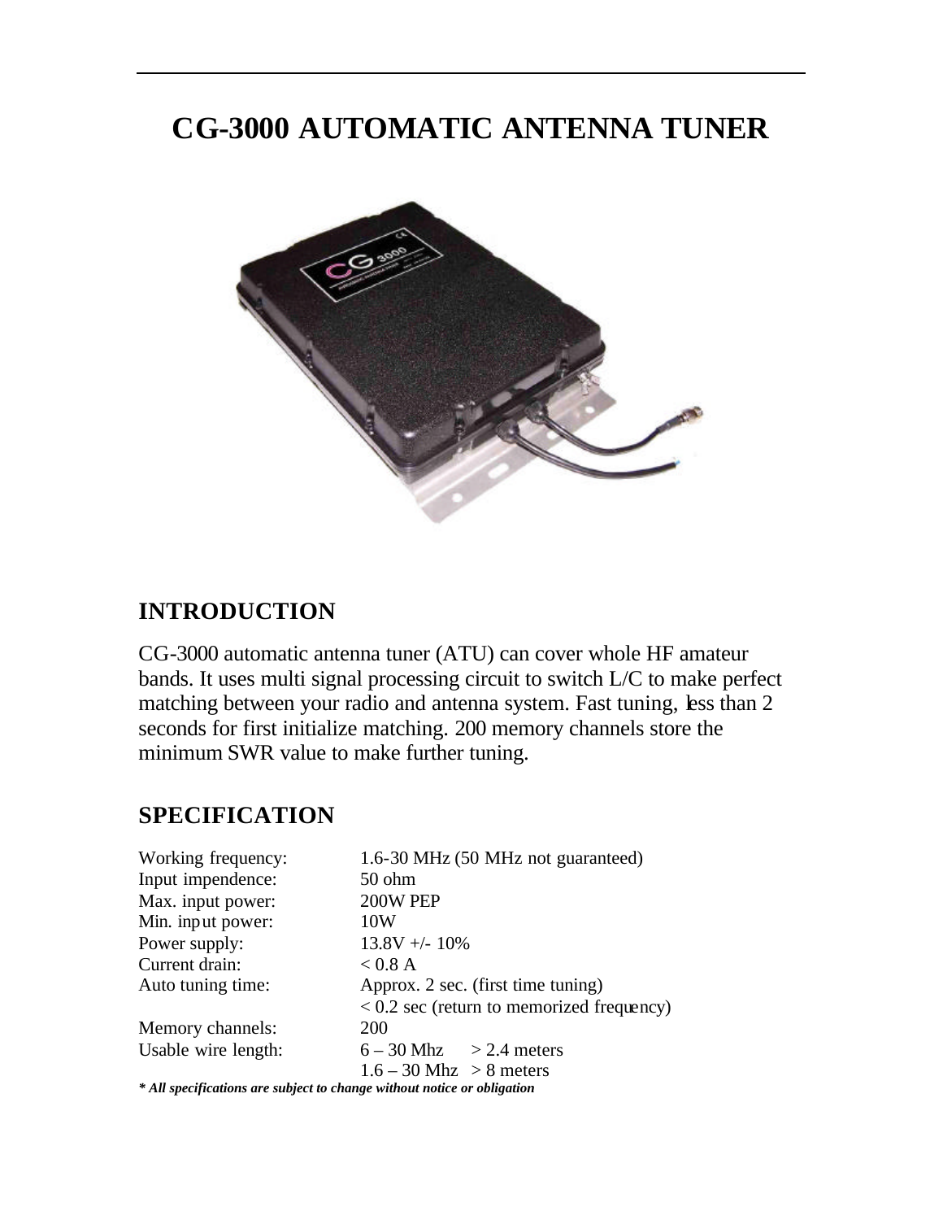# CG-3000 AUTOMATIC ANTENNA TUNER

## INTRODUCTION

CG-3000 automatic antenna tuner (ATU) can cover whole HF amateur bands. It uses multi signal processing circuit to switch L/C to make perfect matching between your radio and antenna system. Fast tuning, less than 2 seconds for first initialize matching. 200 memory channels store the minimum SWR value to make further tuning.

## SPECIFICATION

| | |
|---|---|
| Working frequency: | 1.6-30 MHz (50 MHz not guaranteed) |
| Input impendence: | 50 ohm |
| Max. input power: | 200W PEP |
| Min. input power: | 10W |
| Power supply: | 13.8V +/- 10% |
| Current drain: | < 0.8 A |
| Auto tuning time: | Approx. 2 sec. (first time tuning) |
| | < 0.2 sec (return to memorized frequency) |
| Memory channels: | 200 |
| Usable wire length: | 6 – 30 Mhz > 2.4 meters |
| | 1.6 – 30 Mhz > 8 meters |

***\* All specifications are subject to change without notice or obligation***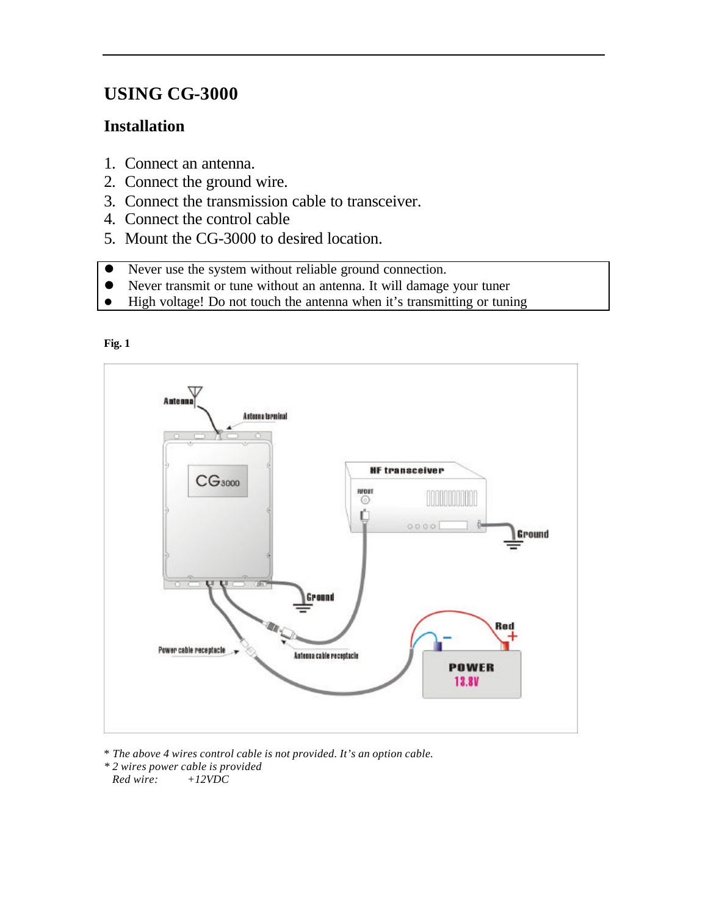# USING CG-3000

## Installation

1. Connect an antenna.
2. Connect the ground wire.
3. Connect the transmission cable to transceiver.
4. Connect the control cable
5. Mount the CG-3000 to desired location.

- Never use the system without reliable ground connection.
- Never transmit or tune without an antenna. It will damage your tuner
- High voltage! Do not touch the antenna when it's transmitting or tuning

**Fig. 1**

*\* The above 4 wires control cable is not provided. It's an option cable.*
*\* 2 wires power cable is provided*
*Red wire: +12VDC*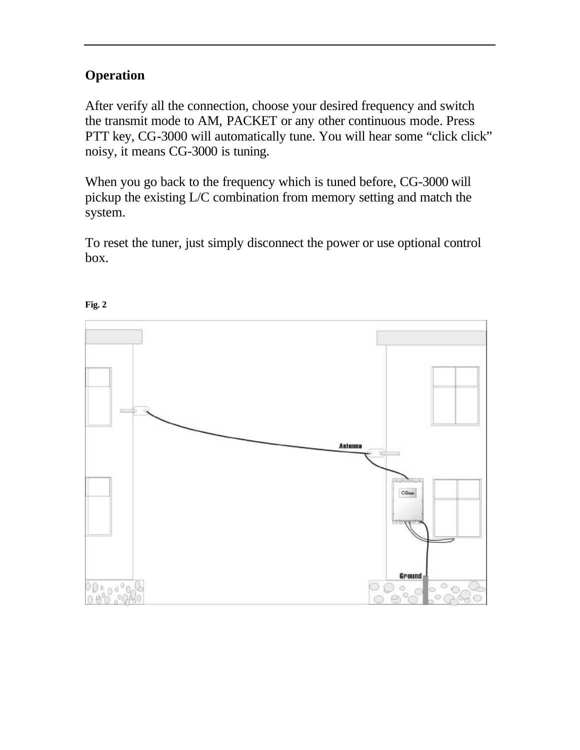## Operation

After verify all the connection, choose your desired frequency and switch the transmit mode to AM, PACKET or any other continuous mode. Press PTT key, CG-3000 will automatically tune. You will hear some “click click” noisy, it means CG-3000 is tuning.

When you go back to the frequency which is tuned before, CG-3000 will pickup the existing L/C combination from memory setting and match the system.

To reset the tuner, just simply disconnect the power or use optional control box.

**Fig. 2**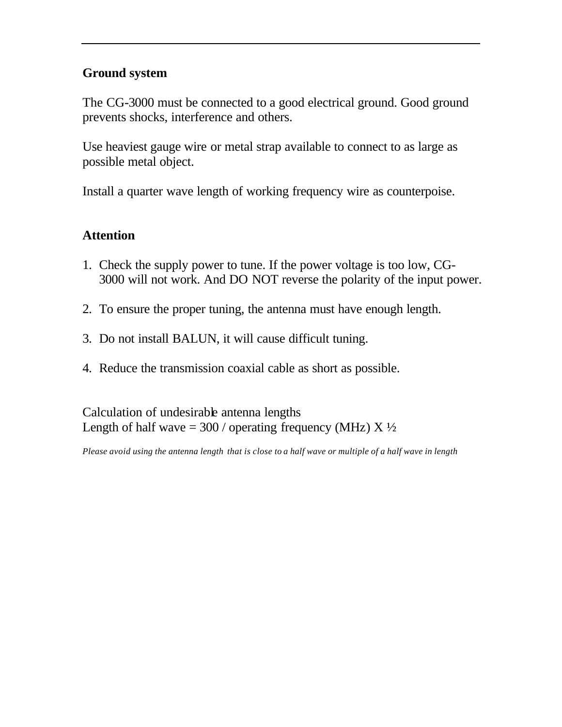## Ground system

The CG-3000 must be connected to a good electrical ground. Good ground prevents shocks, interference and others.

Use heaviest gauge wire or metal strap available to connect to as large as possible metal object.

Install a quarter wave length of working frequency wire as counterpoise.

## Attention

1. Check the supply power to tune. If the power voltage is too low, CG-3000 will not work. And DO NOT reverse the polarity of the input power.

2. To ensure the proper tuning, the antenna must have enough length.

3. Do not install BALUN, it will cause difficult tuning.

4. Reduce the transmission coaxial cable as short as possible.

Calculation of undesirable antenna lengths
Length of half wave = 300 / operating frequency (MHz) X ½

*Please avoid using the antenna length that is close to a half wave or multiple of a half wave in length*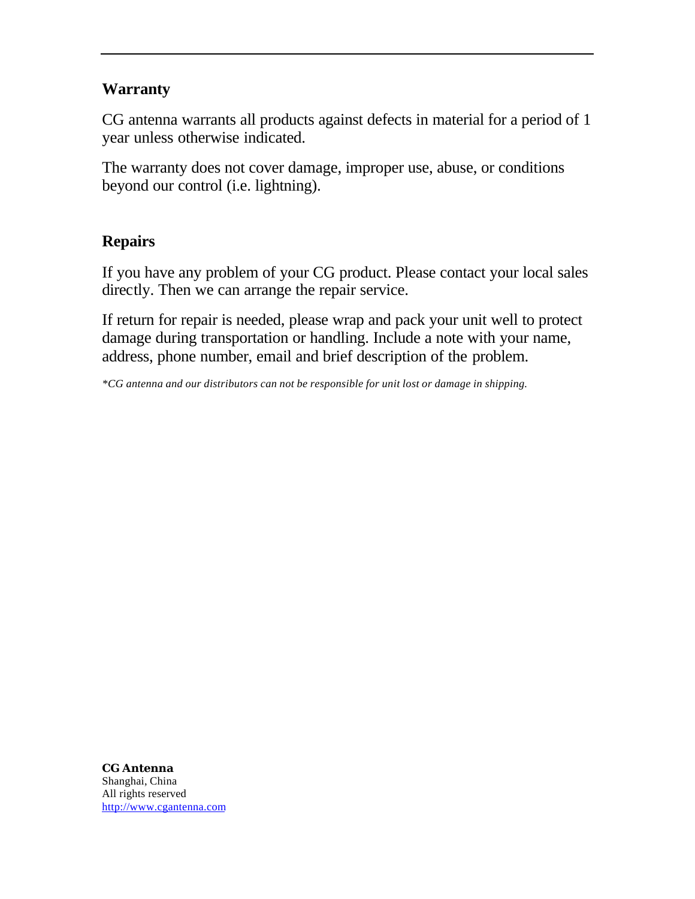## Warranty

CG antenna warrants all products against defects in material for a period of 1 year unless otherwise indicated.

The warranty does not cover damage, improper use, abuse, or conditions beyond our control (i.e. lightning).

## Repairs

If you have any problem of your CG product. Please contact your local sales directly. Then we can arrange the repair service.

If return for repair is needed, please wrap and pack your unit well to protect damage during transportation or handling. Include a note with your name, address, phone number, email and brief description of the problem.

**CG Antenna**
Shanghai, China
All rights reserved
http://www.cgantenna.com

*\*CG antenna and our distributors can not be responsible for unit lost or damage in shipping.*